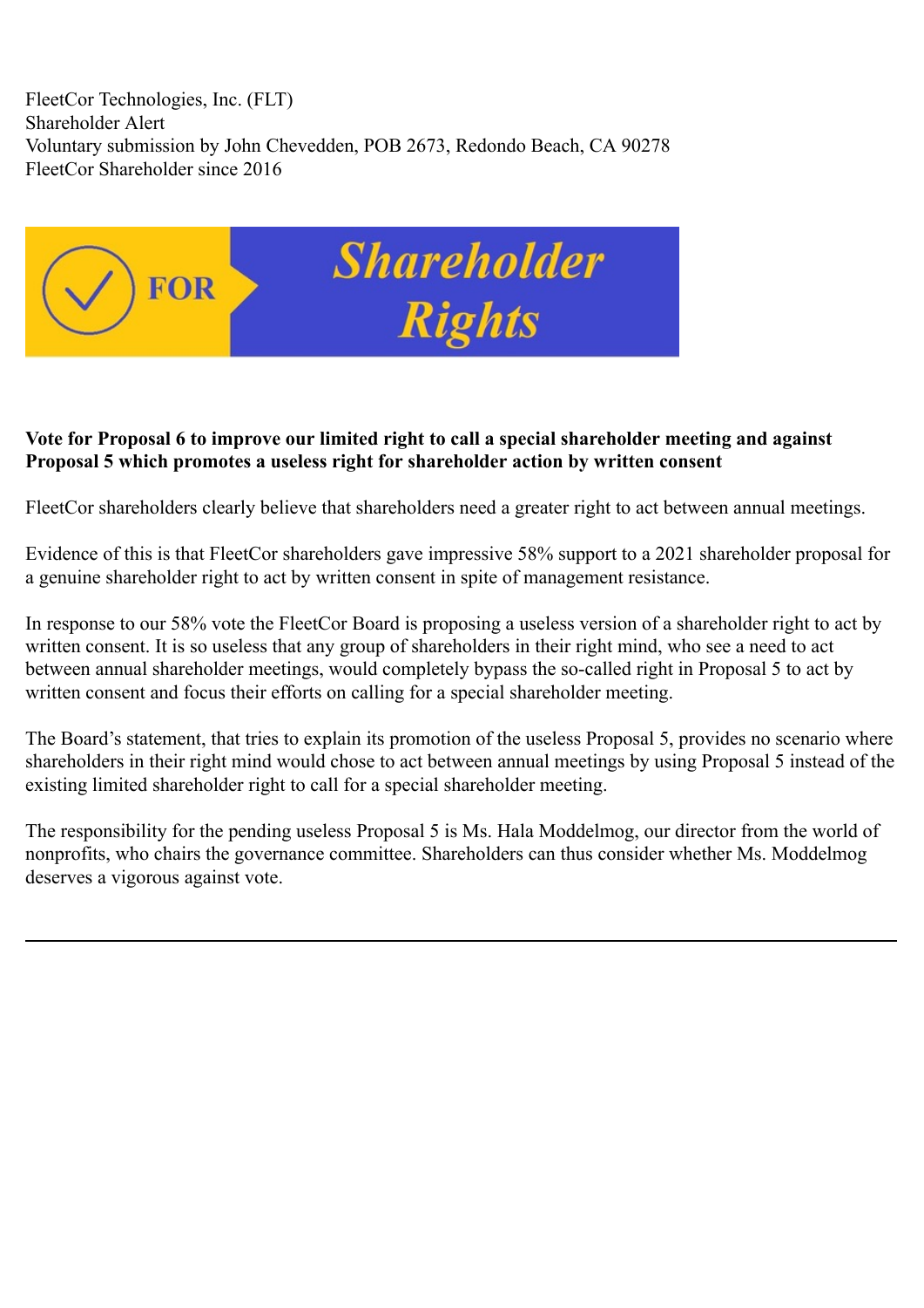FleetCor Technologies, Inc. (FLT)
Shareholder Alert
Voluntary submission by John Chevedden, POB 2673, Redondo Beach, CA 90278
FleetCor Shareholder since 2016

FOR **Shareholder Rights**

**Vote for Proposal 6 to improve our limited right to call a special shareholder meeting and against Proposal 5 which promotes a useless right for shareholder action by written consent**

FleetCor shareholders clearly believe that shareholders need a greater right to act between annual meetings.

Evidence of this is that FleetCor shareholders gave impressive 58% support to a 2021 shareholder proposal for a genuine shareholder right to act by written consent in spite of management resistance.

In response to our 58% vote the FleetCor Board is proposing a useless version of a shareholder right to act by written consent. It is so useless that any group of shareholders in their right mind, who see a need to act between annual shareholder meetings, would completely bypass the so-called right in Proposal 5 to act by written consent and focus their efforts on calling for a special shareholder meeting.

The Board's statement, that tries to explain its promotion of the useless Proposal 5, provides no scenario where shareholders in their right mind would chose to act between annual meetings by using Proposal 5 instead of the existing limited shareholder right to call for a special shareholder meeting.

The responsibility for the pending useless Proposal 5 is Ms. Hala Moddelmog, our director from the world of nonprofits, who chairs the governance committee. Shareholders can thus consider whether Ms. Moddelmog deserves a vigorous against vote.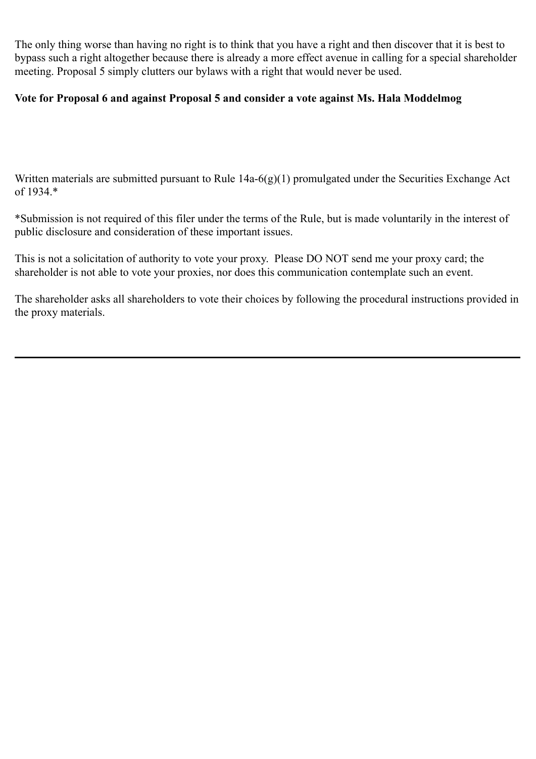The only thing worse than having no right is to think that you have a right and then discover that it is best to bypass such a right altogether because there is already a more effect avenue in calling for a special shareholder meeting. Proposal 5 simply clutters our bylaws with a right that would never be used.

**Vote for Proposal 6 and against Proposal 5 and consider a vote against Ms. Hala Moddelmog**

Written materials are submitted pursuant to Rule 14a-6(g)(1) promulgated under the Securities Exchange Act of 1934.*

*Submission is not required of this filer under the terms of the Rule, but is made voluntarily in the interest of public disclosure and consideration of these important issues.

This is not a solicitation of authority to vote your proxy. Please DO NOT send me your proxy card; the shareholder is not able to vote your proxies, nor does this communication contemplate such an event.

The shareholder asks all shareholders to vote their choices by following the procedural instructions provided in the proxy materials.

---